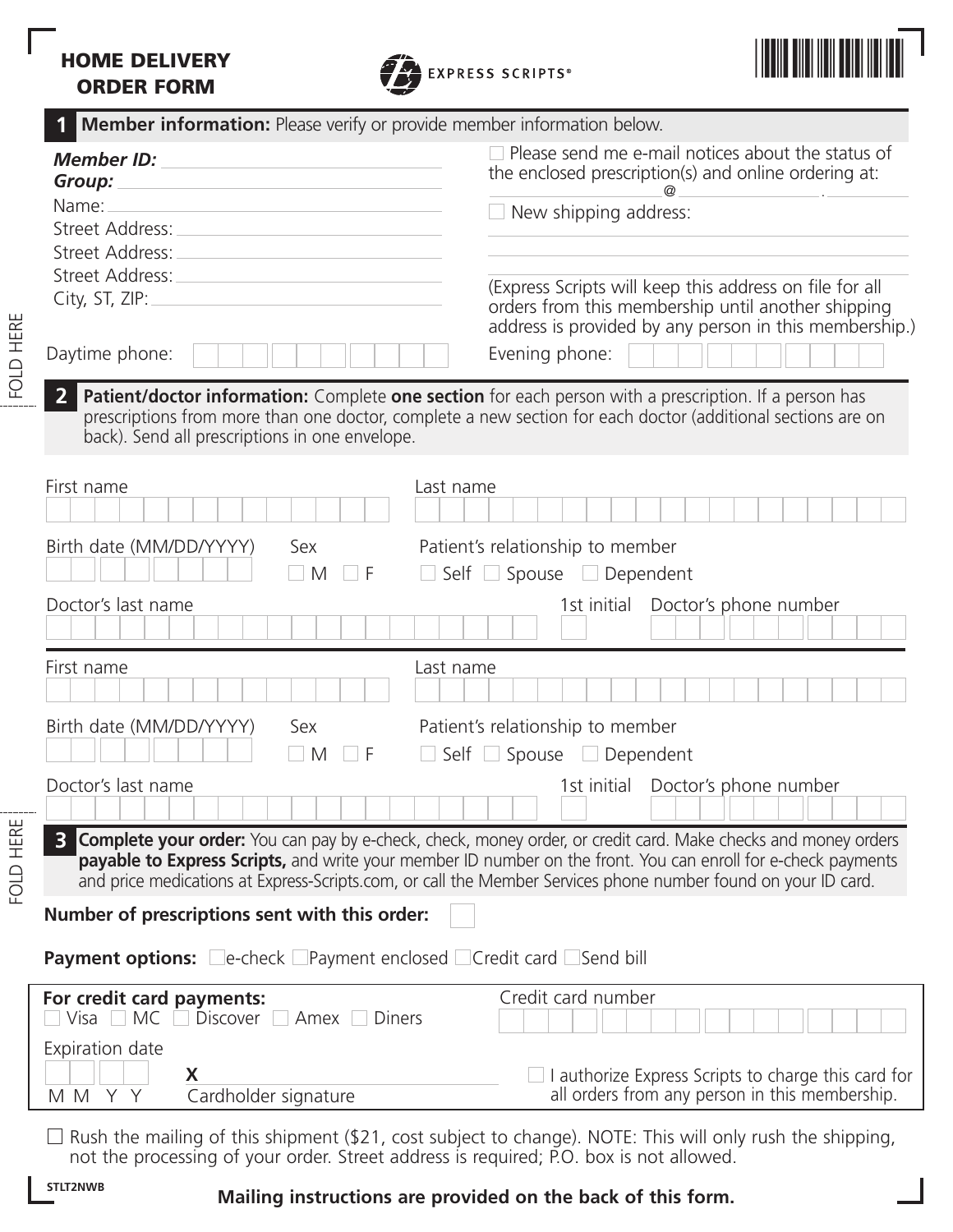# HOME DELIVERY ORDER FORM

EXPRESS SCRIPTS®

## 1 Member information: Please verify or provide member information below.

***Member ID:*** ______________________

***Group:*** ______________________

Name: ______________________

Street Address: ______________________

Street Address: ______________________

Street Address: ______________________

City, ST, ZIP: ______________________

Daytime phone: ______________________

☐ Please send me e-mail notices about the status of the enclosed prescription(s) and online ordering at: ____________@____________.______

☐ New shipping address:

______________________

______________________

______________________

(Express Scripts will keep this address on file for all orders from this membership until another shipping address is provided by any person in this membership.)

Evening phone: ______________________

## 2 Patient/doctor information:

Complete **one section** for each person with a prescription. If a person has prescriptions from more than one doctor, complete a new section for each doctor (additional sections are on back). Send all prescriptions in one envelope.

First name ______________________ Last name ______________________

Birth date (MM/DD/YYYY) ______________________ Sex ☐ M ☐ F

Patient's relationship to member ☐ Self ☐ Spouse ☐ Dependent

Doctor's last name ______________________ 1st initial ____ Doctor's phone number ______________________

---

First name ______________________ Last name ______________________

Birth date (MM/DD/YYYY) ______________________ Sex ☐ M ☐ F

Patient's relationship to member ☐ Self ☐ Spouse ☐ Dependent

Doctor's last name ______________________ 1st initial ____ Doctor's phone number ______________________

## 3 Complete your order:

You can pay by e-check, check, money order, or credit card. Make checks and money orders **payable to Express Scripts,** and write your member ID number on the front. You can enroll for e-check payments and price medications at Express-Scripts.com, or call the Member Services phone number found on your ID card.

**Number of prescriptions sent with this order:** ☐

**Payment options:** ☐ e-check ☐ Payment enclosed ☐ Credit card ☐ Send bill

**For credit card payments:**
☐ Visa ☐ MC ☐ Discover ☐ Amex ☐ Diners

Credit card number ______________________

Expiration date ____ ____ (M M Y Y)

**X** ______________________ Cardholder signature

☐ I authorize Express Scripts to charge this card for all orders from any person in this membership.

☐ Rush the mailing of this shipment ($21, cost subject to change). NOTE: This will only rush the shipping, not the processing of your order. Street address is required; P.O. box is not allowed.

STLT2NWB

**Mailing instructions are provided on the back of this form.**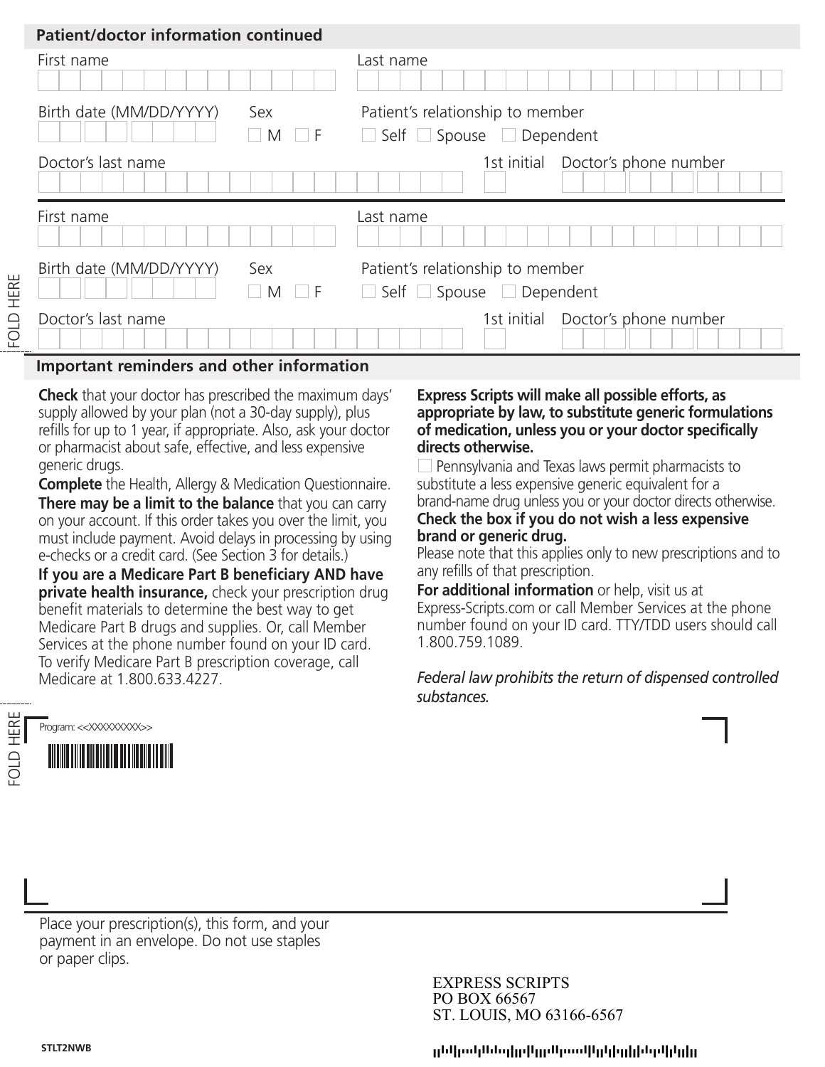## Patient/doctor information continued

First name | Last name

Birth date (MM/DD/YYYY) | Sex ☐ M ☐ F | Patient's relationship to member ☐ Self ☐ Spouse ☐ Dependent

Doctor's last name | 1st initial | Doctor's phone number

First name | Last name

Birth date (MM/DD/YYYY) | Sex ☐ M ☐ F | Patient's relationship to member ☐ Self ☐ Spouse ☐ Dependent

Doctor's last name | 1st initial | Doctor's phone number

FOLD HERE

## Important reminders and other information

**Check** that your doctor has prescribed the maximum days' supply allowed by your plan (not a 30-day supply), plus refills for up to 1 year, if appropriate. Also, ask your doctor or pharmacist about safe, effective, and less expensive generic drugs.

**Complete** the Health, Allergy & Medication Questionnaire.

**There may be a limit to the balance** that you can carry on your account. If this order takes you over the limit, you must include payment. Avoid delays in processing by using e-checks or a credit card. (See Section 3 for details.)

**If you are a Medicare Part B beneficiary AND have private health insurance,** check your prescription drug benefit materials to determine the best way to get Medicare Part B drugs and supplies. Or, call Member Services at the phone number found on your ID card. To verify Medicare Part B prescription coverage, call Medicare at 1.800.633.4227.

**Express Scripts will make all possible efforts, as appropriate by law, to substitute generic formulations of medication, unless you or your doctor specifically directs otherwise.**

☐ Pennsylvania and Texas laws permit pharmacists to substitute a less expensive generic equivalent for a brand-name drug unless you or your doctor directs otherwise.
**Check the box if you do not wish a less expensive brand or generic drug.**
Please note that this applies only to new prescriptions and to any refills of that prescription.

**For additional information** or help, visit us at Express-Scripts.com or call Member Services at the phone number found on your ID card. TTY/TDD users should call 1.800.759.1089.

*Federal law prohibits the return of dispensed controlled substances.*

FOLD HERE

Program: <<XXXXXXXXX>>

Place your prescription(s), this form, and your payment in an envelope. Do not use staples or paper clips.

EXPRESS SCRIPTS
PO BOX 66567
ST. LOUIS, MO 63166-6567

STLT2NWB